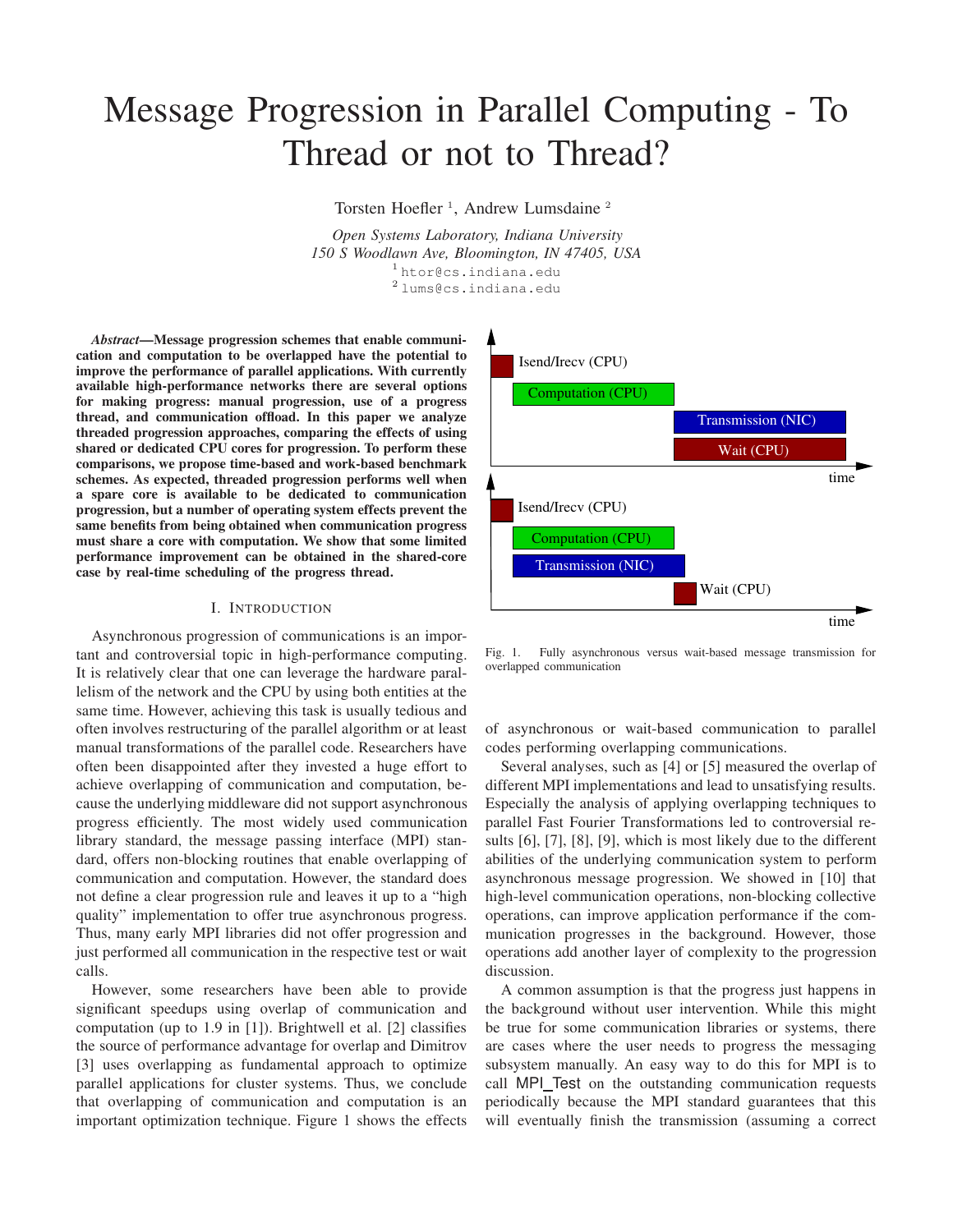# Message Progression in Parallel Computing - To Thread or not to Thread?

Torsten Hoefler [1], Andrew Lumsdaine [2]

*Open Systems Laboratory, Indiana University*
*150 S Woodlawn Ave, Bloomington, IN 47405, USA*
[1] htor@cs.indiana.edu
[2] lums@cs.indiana.edu

***Abstract*—Message progression schemes that enable communication and computation to be overlapped have the potential to improve the performance of parallel applications. With currently available high-performance networks there are several options for making progress: manual progression, use of a progress thread, and communication offload. In this paper we analyze threaded progression approaches, comparing the effects of using shared or dedicated CPU cores for progression. To perform these comparisons, we propose time-based and work-based benchmark schemes. As expected, threaded progression performs well when a spare core is available to be dedicated to communication progression, but a number of operating system effects prevent the same benefits from being obtained when communication progress must share a core with computation. We show that some limited performance improvement can be obtained in the shared-core case by real-time scheduling of the progress thread.**

## I. Introduction

Asynchronous progression of communications is an important and controversial topic in high-performance computing. It is relatively clear that one can leverage the hardware parallelism of the network and the CPU by using both entities at the same time. However, achieving this task is usually tedious and often involves restructuring of the parallel algorithm or at least manual transformations of the parallel code. Researchers have often been disappointed after they invested a huge effort to achieve overlapping of communication and computation, because the underlying middleware did not support asynchronous progress efficiently. The most widely used communication library standard, the message passing interface (MPI) standard, offers non-blocking routines that enable overlapping of communication and computation. However, the standard does not define a clear progression rule and leaves it up to a "high quality" implementation to offer true asynchronous progress. Thus, many early MPI libraries did not offer progression and just performed all communication in the respective test or wait calls.

However, some researchers have been able to provide significant speedups using overlap of communication and computation (up to 1.9 in [1]). Brightwell et al. [2] classifies the source of performance advantage for overlap and Dimitrov [3] uses overlapping as fundamental approach to optimize parallel applications for cluster systems. Thus, we conclude that overlapping of communication and computation is an important optimization technique. Figure 1 shows the effects of asynchronous or wait-based communication to parallel codes performing overlapping communications.

Isend/Irecv (CPU)
Computation (CPU)
Transmission (NIC)
Wait (CPU)
time

Isend/Irecv (CPU)
Computation (CPU)
Transmission (NIC)
Wait (CPU)
time

Fig. 1. Fully asynchronous versus wait-based message transmission for overlapped communication

Several analyses, such as [4] or [5] measured the overlap of different MPI implementations and lead to unsatisfying results. Especially the analysis of applying overlapping techniques to parallel Fast Fourier Transformations led to controversial results [6], [7], [8], [9], which is most likely due to the different abilities of the underlying communication system to perform asynchronous message progression. We showed in [10] that high-level communication operations, non-blocking collective operations, can improve application performance if the communication progresses in the background. However, those operations add another layer of complexity to the progression discussion.

A common assumption is that the progress just happens in the background without user intervention. While this might be true for some communication libraries or systems, there are cases where the user needs to progress the messaging subsystem manually. An easy way to do this for MPI is to call MPI_Test on the outstanding communication requests periodically because the MPI standard guarantees that this will eventually finish the transmission (assuming a correct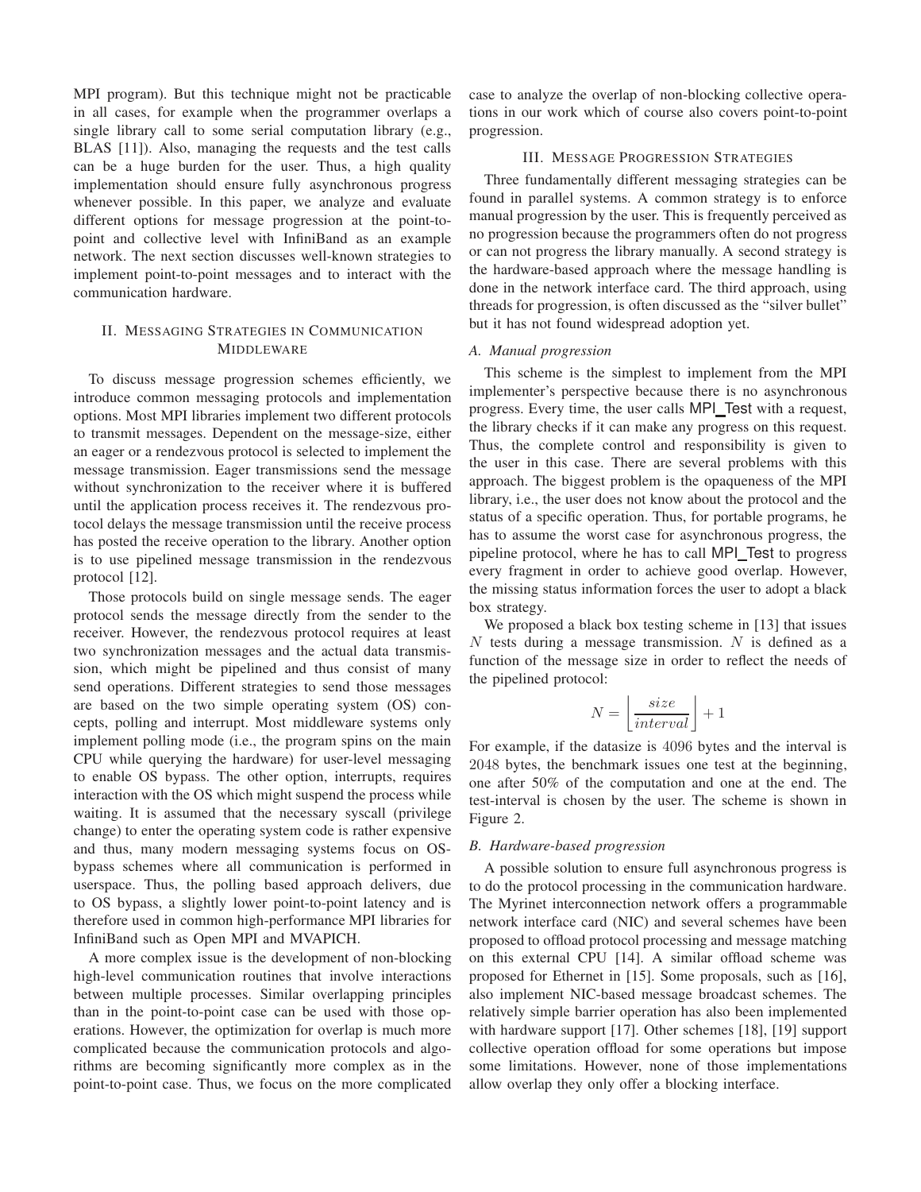MPI program). But this technique might not be practicable in all cases, for example when the programmer overlaps a single library call to some serial computation library (e.g., BLAS [11]). Also, managing the requests and the test calls can be a huge burden for the user. Thus, a high quality implementation should ensure fully asynchronous progress whenever possible. In this paper, we analyze and evaluate different options for message progression at the point-to-point and collective level with InfiniBand as an example network. The next section discusses well-known strategies to implement point-to-point messages and to interact with the communication hardware.

## II. Messaging Strategies in Communication Middleware

To discuss message progression schemes efficiently, we introduce common messaging protocols and implementation options. Most MPI libraries implement two different protocols to transmit messages. Dependent on the message-size, either an eager or a rendezvous protocol is selected to implement the message transmission. Eager transmissions send the message without synchronization to the receiver where it is buffered until the application process receives it. The rendezvous protocol delays the message transmission until the receive process has posted the receive operation to the library. Another option is to use pipelined message transmission in the rendezvous protocol [12].

Those protocols build on single message sends. The eager protocol sends the message directly from the sender to the receiver. However, the rendezvous protocol requires at least two synchronization messages and the actual data transmission, which might be pipelined and thus consist of many send operations. Different strategies to send those messages are based on the two simple operating system (OS) concepts, polling and interrupt. Most middleware systems only implement polling mode (i.e., the program spins on the main CPU while querying the hardware) for user-level messaging to enable OS bypass. The other option, interrupts, requires interaction with the OS which might suspend the process while waiting. It is assumed that the necessary syscall (privilege change) to enter the operating system code is rather expensive and thus, many modern messaging systems focus on OS-bypass schemes where all communication is performed in userspace. Thus, the polling based approach delivers, due to OS bypass, a slightly lower point-to-point latency and is therefore used in common high-performance MPI libraries for InfiniBand such as Open MPI and MVAPICH.

A more complex issue is the development of non-blocking high-level communication routines that involve interactions between multiple processes. Similar overlapping principles than in the point-to-point case can be used with those operations. However, the optimization for overlap is much more complicated because the communication protocols and algorithms are becoming significantly more complex as in the point-to-point case. Thus, we focus on the more complicated case to analyze the overlap of non-blocking collective operations in our work which of course also covers point-to-point progression.

## III. Message Progression Strategies

Three fundamentally different messaging strategies can be found in parallel systems. A common strategy is to enforce manual progression by the user. This is frequently perceived as no progression because the programmers often do not progress or can not progress the library manually. A second strategy is the hardware-based approach where the message handling is done in the network interface card. The third approach, using threads for progression, is often discussed as the "silver bullet" but it has not found widespread adoption yet.

### A. Manual progression

This scheme is the simplest to implement from the MPI implementer's perspective because there is no asynchronous progress. Every time, the user calls MPI_Test with a request, the library checks if it can make any progress on this request. Thus, the complete control and responsibility is given to the user in this case. There are several problems with this approach. The biggest problem is the opaqueness of the MPI library, i.e., the user does not know about the protocol and the status of a specific operation. Thus, for portable programs, he has to assume the worst case for asynchronous progress, the pipeline protocol, where he has to call MPI_Test to progress every fragment in order to achieve good overlap. However, the missing status information forces the user to adopt a black box strategy.

We proposed a black box testing scheme in [13] that issues $N$ tests during a message transmission. $N$ is defined as a function of the message size in order to reflect the needs of the pipelined protocol:

$$N = \left\lfloor \frac{size}{interval} \right\rfloor + 1$$

For example, if the datasize is $4096$ bytes and the interval is $2048$ bytes, the benchmark issues one test at the beginning, one after 50% of the computation and one at the end. The test-interval is chosen by the user. The scheme is shown in Figure 2.

### B. Hardware-based progression

A possible solution to ensure full asynchronous progress is to do the protocol processing in the communication hardware. The Myrinet interconnection network offers a programmable network interface card (NIC) and several schemes have been proposed to offload protocol processing and message matching on this external CPU [14]. A similar offload scheme was proposed for Ethernet in [15]. Some proposals, such as [16], also implement NIC-based message broadcast schemes. The relatively simple barrier operation has also been implemented with hardware support [17]. Other schemes [18], [19] support collective operation offload for some operations but impose some limitations. However, none of those implementations allow overlap they only offer a blocking interface.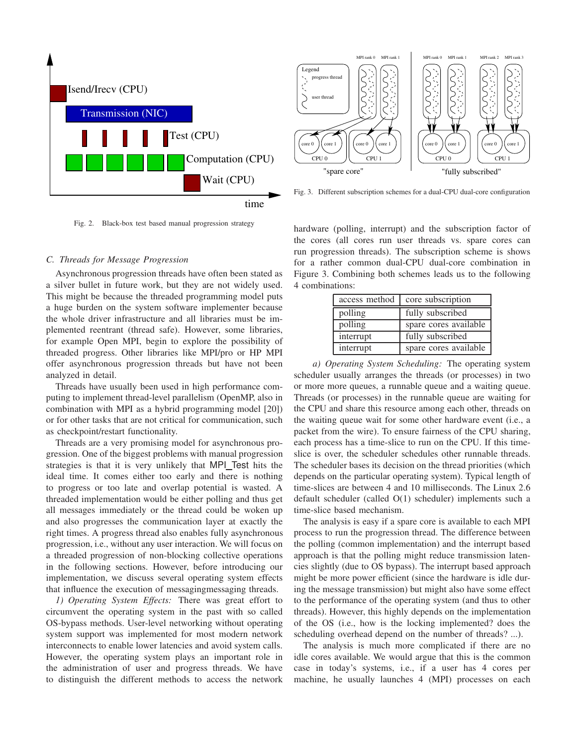Fig. 2. Black-box test based manual progression strategy

Fig. 3. Different subscription schemes for a dual-CPU dual-core configuration

### C. Threads for Message Progression

Asynchronous progression threads have often been stated as a silver bullet in future work, but they are not widely used. This might be because the threaded programming model puts a huge burden on the system software implementer because the whole driver infrastructure and all libraries must be implemented reentrant (thread safe). However, some libraries, for example Open MPI, begin to explore the possibility of threaded progress. Other libraries like MPI/pro or HP MPI offer asynchronous progression threads but have not been analyzed in detail.

Threads have usually been used in high performance computing to implement thread-level parallelism (OpenMP, also in combination with MPI as a hybrid programming model [20]) or for other tasks that are not critical for communication, such as checkpoint/restart functionality.

Threads are a very promising model for asynchronous progression. One of the biggest problems with manual progression strategies is that it is very unlikely that MPI_Test hits the ideal time. It comes either too early and there is nothing to progress or too late and overlap potential is wasted. A threaded implementation would be either polling and thus get all messages immediately or the thread could be woken up and also progresses the communication layer at exactly the right times. A progress thread also enables fully asynchronous progression, i.e., without any user interaction. We will focus on a threaded progression of non-blocking collective operations in the following sections. However, before introducing our implementation, we discuss several operating system effects that influence the execution of messagingmessaging threads.

*1) Operating System Effects:* There was great effort to circumvent the operating system in the past with so called OS-bypass methods. User-level networking without operating system support was implemented for most modern network interconnects to enable lower latencies and avoid system calls. However, the operating system plays an important role in the administration of user and progress threads. We have to distinguish the different methods to access the network hardware (polling, interrupt) and the subscription factor of the cores (all cores run user threads vs. spare cores can run progression threads). The subscription scheme is shows for a rather common dual-CPU dual-core combination in Figure 3. Combining both schemes leads us to the following 4 combinations:

| access method | core subscription |
|---|---|
| polling | fully subscribed |
| polling | spare cores available |
| interrupt | fully subscribed |
| interrupt | spare cores available |

*a) Operating System Scheduling:* The operating system scheduler usually arranges the threads (or processes) in two or more more queues, a runnable queue and a waiting queue. Threads (or processes) in the runnable queue are waiting for the CPU and share this resource among each other, threads on the waiting queue wait for some other hardware event (i.e., a packet from the wire). To ensure fairness of the CPU sharing, each process has a time-slice to run on the CPU. If this time-slice is over, the scheduler schedules other runnable threads. The scheduler bases its decision on the thread priorities (which depends on the particular operating system). Typical length of time-slices are between 4 and 10 milliseconds. The Linux 2.6 default scheduler (called O(1) scheduler) implements such a time-slice based mechanism.

The analysis is easy if a spare core is available to each MPI process to run the progression thread. The difference between the polling (common implementation) and the interrupt based approach is that the polling might reduce transmission latencies slightly (due to OS bypass). The interrupt based approach might be more power efficient (since the hardware is idle during the message transmission) but might also have some effect to the performance of the operating system (and thus to other threads). However, this highly depends on the implementation of the OS (i.e., how is the locking implemented? does the scheduling overhead depend on the number of threads? ...).

The analysis is much more complicated if there are no idle cores available. We would argue that this is the common case in today's systems, i.e., if a user has 4 cores per machine, he usually launches 4 (MPI) processes on each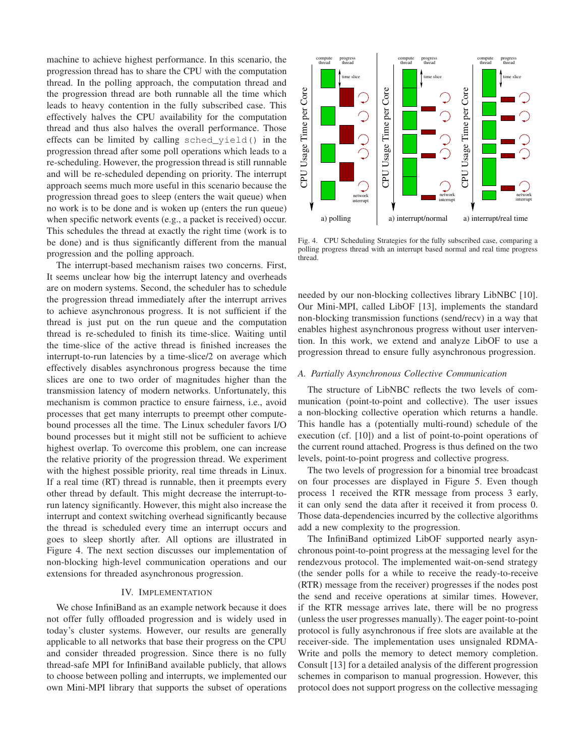machine to achieve highest performance. In this scenario, the progression thread has to share the CPU with the computation thread. In the polling approach, the computation thread and the progression thread are both runnable all the time which leads to heavy contention in the fully subscribed case. This effectively halves the CPU availability for the computation thread and thus also halves the overall performance. Those effects can be limited by calling `sched_yield()` in the progression thread after some poll operations which leads to a re-scheduling. However, the progression thread is still runnable and will be re-scheduled depending on priority. The interrupt approach seems much more useful in this scenario because the progression thread goes to sleep (enters the wait queue) when no work is to be done and is woken up (enters the run queue) when specific network events (e.g., a packet is received) occur. This schedules the thread at exactly the right time (work is to be done) and is thus significantly different from the manual progression and the polling approach.

The interrupt-based mechanism raises two concerns. First, It seems unclear how big the interrupt latency and overheads are on modern systems. Second, the scheduler has to schedule the progression thread immediately after the interrupt arrives to achieve asynchronous progress. It is not sufficient if the thread is just put on the run queue and the computation thread is re-scheduled to finish its time-slice. Waiting until the time-slice of the active thread is finished increases the interrupt-to-run latencies by a time-slice/2 on average which effectively disables asynchronous progress because the time slices are one to two order of magnitudes higher than the transmission latency of modern networks. Unfortunately, this mechanism is common practice to ensure fairness, i.e., avoid processes that get many interrupts to preempt other compute-bound processes all the time. The Linux scheduler favors I/O bound processes but it might still not be sufficient to achieve highest overlap. To overcome this problem, one can increase the relative priority of the progression thread. We experiment with the highest possible priority, real time threads in Linux. If a real time (RT) thread is runnable, then it preempts every other thread by default. This might decrease the interrupt-to-run latency significantly. However, this might also increase the interrupt and context switching overhead significantly because the thread is scheduled every time an interrupt occurs and goes to sleep shortly after. All options are illustrated in Figure 4. The next section discusses our implementation of non-blocking high-level communication operations and our extensions for threaded asynchronous progression.

## IV. Implementation

We chose InfiniBand as an example network because it does not offer fully offloaded progression and is widely used in today's cluster systems. However, our results are generally applicable to all networks that base their progress on the CPU and consider threaded progression. Since there is no fully thread-safe MPI for InfiniBand available publicly, that allows to choose between polling and interrupts, we implemented our own Mini-MPI library that supports the subset of operations needed by our non-blocking collectives library LibNBC [10]. Our Mini-MPI, called LibOF [13], implements the standard non-blocking transmission functions (send/recv) in a way that enables highest asynchronous progress without user intervention. In this work, we extend and analyze LibOF to use a progression thread to ensure fully asynchronous progression.

Fig. 4. CPU Scheduling Strategies for the fully subscribed case, comparing a polling progress thread with an interrupt based normal and real time progress thread.

### A. Partially Asynchronous Collective Communication

The structure of LibNBC reflects the two levels of communication (point-to-point and collective). The user issues a non-blocking collective operation which returns a handle. This handle has a (potentially multi-round) schedule of the execution (cf. [10]) and a list of point-to-point operations of the current round attached. Progress is thus defined on the two levels, point-to-point progress and collective progress.

The two levels of progression for a binomial tree broadcast on four processes are displayed in Figure 5. Even though process 1 received the RTR message from process 3 early, it can only send the data after it received it from process 0. Those data-dependencies incurred by the collective algorithms add a new complexity to the progression.

The InfiniBand optimized LibOF supported nearly asynchronous point-to-point progress at the messaging level for the rendezvous protocol. The implemented wait-on-send strategy (the sender polls for a while to receive the ready-to-receive (RTR) message from the receiver) progresses if the nodes post the send and receive operations at similar times. However, if the RTR message arrives late, there will be no progress (unless the user progresses manually). The eager point-to-point protocol is fully asynchronous if free slots are available at the receiver-side. The implementation uses unsignaled RDMA-Write and polls the memory to detect memory completion. Consult [13] for a detailed analysis of the different progression schemes in comparison to manual progression. However, this protocol does not support progress on the collective messaging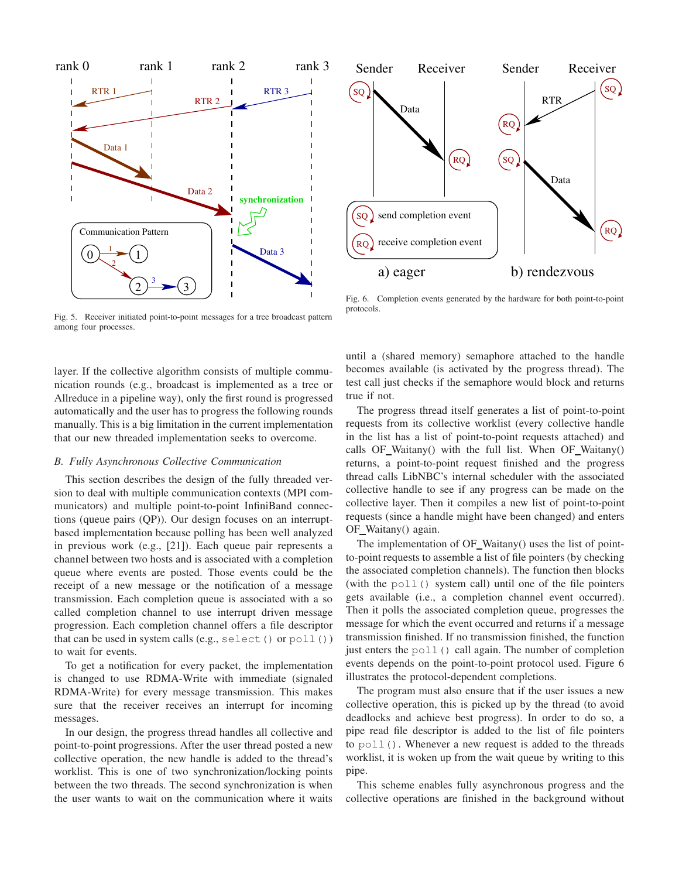Fig. 5. Receiver initiated point-to-point messages for a tree broadcast pattern among four processes.

Fig. 6. Completion events generated by the hardware for both point-to-point protocols.

layer. If the collective algorithm consists of multiple communication rounds (e.g., broadcast is implemented as a tree or Allreduce in a pipeline way), only the first round is progressed automatically and the user has to progress the following rounds manually. This is a big limitation in the current implementation that our new threaded implementation seeks to overcome.

### B. Fully Asynchronous Collective Communication

This section describes the design of the fully threaded version to deal with multiple communication contexts (MPI communicators) and multiple point-to-point InfiniBand connections (queue pairs (QP)). Our design focuses on an interrupt-based implementation because polling has been well analyzed in previous work (e.g., [21]). Each queue pair represents a channel between two hosts and is associated with a completion queue where events are posted. Those events could be the receipt of a new message or the notification of a message transmission. Each completion queue is associated with a so called completion channel to use interrupt driven message progression. Each completion channel offers a file descriptor that can be used in system calls (e.g., `select()` or `poll()`) to wait for events.

To get a notification for every packet, the implementation is changed to use RDMA-Write with immediate (signaled RDMA-Write) for every message transmission. This makes sure that the receiver receives an interrupt for incoming messages.

In our design, the progress thread handles all collective and point-to-point progressions. After the user thread posted a new collective operation, the new handle is added to the thread's worklist. This is one of two synchronization/locking points between the two threads. The second synchronization is when the user wants to wait on the communication where it waits until a (shared memory) semaphore attached to the handle becomes available (is activated by the progress thread). The test call just checks if the semaphore would block and returns true if not.

The progress thread itself generates a list of point-to-point requests from its collective worklist (every collective handle in the list has a list of point-to-point requests attached) and calls OF_Waitany() with the full list. When OF_Waitany() returns, a point-to-point request finished and the progress thread calls LibNBC's internal scheduler with the associated collective handle to see if any progress can be made on the collective layer. Then it compiles a new list of point-to-point requests (since a handle might have been changed) and enters OF_Waitany() again.

The implementation of OF_Waitany() uses the list of point-to-point requests to assemble a list of file pointers (by checking the associated completion channels). The function then blocks (with the `poll()` system call) until one of the file pointers gets available (i.e., a completion channel event occurred). Then it polls the associated completion queue, progresses the message for which the event occurred and returns if a message transmission finished. If no transmission finished, the function just enters the `poll()` call again. The number of completion events depends on the point-to-point protocol used. Figure 6 illustrates the protocol-dependent completions.

The program must also ensure that if the user issues a new collective operation, this is picked up by the thread (to avoid deadlocks and achieve best progress). In order to do so, a pipe read file descriptor is added to the list of file pointers to `poll()`. Whenever a new request is added to the threads worklist, it is woken up from the wait queue by writing to this pipe.

This scheme enables fully asynchronous progress and the collective operations are finished in the background without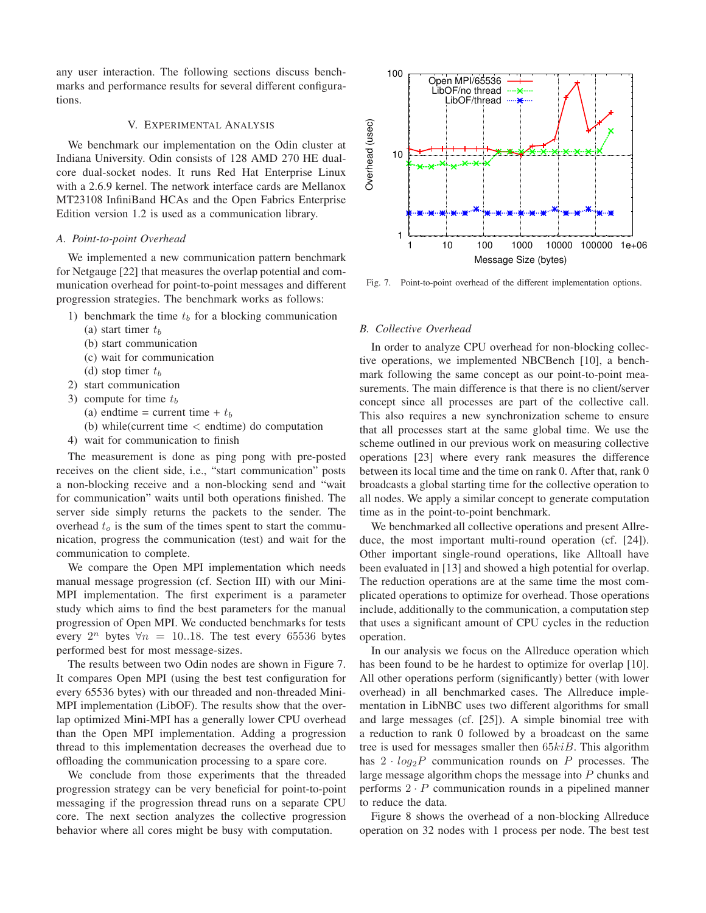any user interaction. The following sections discuss benchmarks and performance results for several different configurations.

## V. Experimental Analysis

We benchmark our implementation on the Odin cluster at Indiana University. Odin consists of 128 AMD 270 HE dual-core dual-socket nodes. It runs Red Hat Enterprise Linux with a 2.6.9 kernel. The network interface cards are Mellanox MT23108 InfiniBand HCAs and the Open Fabrics Enterprise Edition version 1.2 is used as a communication library.

### A. Point-to-point Overhead

We implemented a new communication pattern benchmark for Netgauge [22] that measures the overlap potential and communication overhead for point-to-point messages and different progression strategies. The benchmark works as follows:

1) benchmark the time $t_b$ for a blocking communication
   (a) start timer $t_b$
   (b) start communication
   (c) wait for communication
   (d) stop timer $t_b$
2) start communication
3) compute for time $t_b$
   (a) endtime = current time + $t_b$
   (b) while(current time $<$ endtime) do computation
4) wait for communication to finish

The measurement is done as ping pong with pre-posted receives on the client side, i.e., "start communication" posts a non-blocking receive and a non-blocking send and "wait for communication" waits until both operations finished. The server side simply returns the packets to the sender. The overhead $t_o$ is the sum of the times spent to start the communication, progress the communication (test) and wait for the communication to complete.

We compare the Open MPI implementation which needs manual message progression (cf. Section III) with our Mini-MPI implementation. The first experiment is a parameter study which aims to find the best parameters for the manual progression of Open MPI. We conducted benchmarks for tests every $2^n$ bytes $\forall n = 10..18$. The test every 65536 bytes performed best for most message-sizes.

The results between two Odin nodes are shown in Figure 7. It compares Open MPI (using the best test configuration for every 65536 bytes) with our threaded and non-threaded Mini-MPI implementation (LibOF). The results show that the overlap optimized Mini-MPI has a generally lower CPU overhead than the Open MPI implementation. Adding a progression thread to this implementation decreases the overhead due to offloading the communication processing to a spare core.

We conclude from those experiments that the threaded progression strategy can be very beneficial for point-to-point messaging if the progression thread runs on a separate CPU core. The next section analyzes the collective progression behavior where all cores might be busy with computation.

Fig. 7. Point-to-point overhead of the different implementation options.

### B. Collective Overhead

In order to analyze CPU overhead for non-blocking collective operations, we implemented NBCBench [10], a benchmark following the same concept as our point-to-point measurements. The main difference is that there is no client/server concept since all processes are part of the collective call. This also requires a new synchronization scheme to ensure that all processes start at the same global time. We use the scheme outlined in our previous work on measuring collective operations [23] where every rank measures the difference between its local time and the time on rank 0. After that, rank 0 broadcasts a global starting time for the collective operation to all nodes. We apply a similar concept to generate computation time as in the point-to-point benchmark.

We benchmarked all collective operations and present Allreduce, the most important multi-round operation (cf. [24]). Other important single-round operations, like Alltoall have been evaluated in [13] and showed a high potential for overlap. The reduction operations are at the same time the most complicated operations to optimize for overhead. Those operations include, additionally to the communication, a computation step that uses a significant amount of CPU cycles in the reduction operation.

In our analysis we focus on the Allreduce operation which has been found to be he hardest to optimize for overlap [10]. All other operations perform (significantly) better (with lower overhead) in all benchmarked cases. The Allreduce implementation in LibNBC uses two different algorithms for small and large messages (cf. [25]). A simple binomial tree with a reduction to rank 0 followed by a broadcast on the same tree is used for messages smaller then $65kiB$. This algorithm has $2 \cdot log_2 P$ communication rounds on $P$ processes. The large message algorithm chops the message into $P$ chunks and performs $2 \cdot P$ communication rounds in a pipelined manner to reduce the data.

Figure 8 shows the overhead of a non-blocking Allreduce operation on 32 nodes with 1 process per node. The best test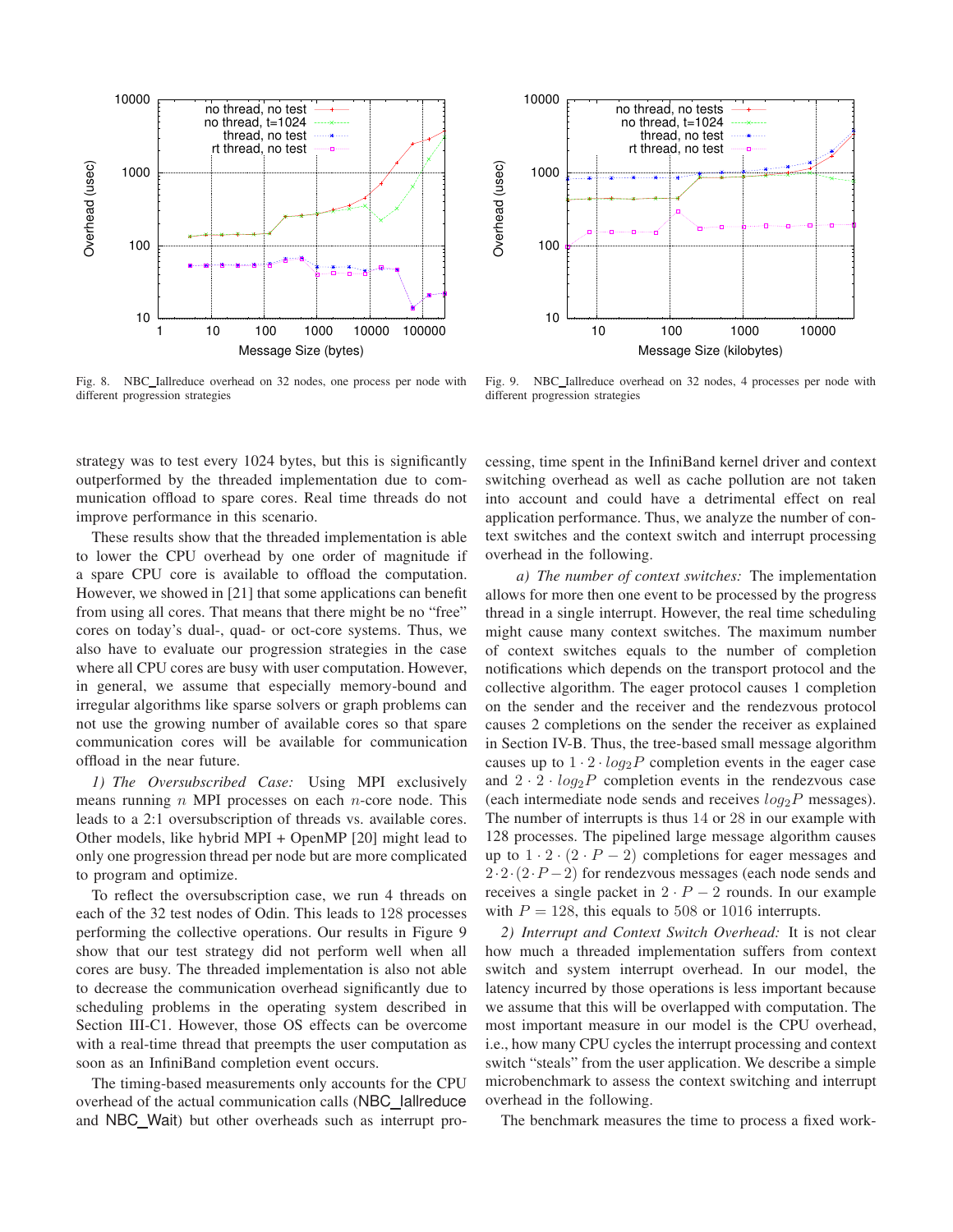Fig. 8. NBC_Iallreduce overhead on 32 nodes, one process per node with different progression strategies

Fig. 9. NBC_Iallreduce overhead on 32 nodes, 4 processes per node with different progression strategies

strategy was to test every 1024 bytes, but this is significantly outperformed by the threaded implementation due to communication offload to spare cores. Real time threads do not improve performance in this scenario.

These results show that the threaded implementation is able to lower the CPU overhead by one order of magnitude if a spare CPU core is available to offload the computation. However, we showed in [21] that some applications can benefit from using all cores. That means that there might be no "free" cores on today's dual-, quad- or oct-core systems. Thus, we also have to evaluate our progression strategies in the case where all CPU cores are busy with user computation. However, in general, we assume that especially memory-bound and irregular algorithms like sparse solvers or graph problems can not use the growing number of available cores so that spare communication cores will be available for communication offload in the near future.

*1) The Oversubscribed Case:* Using MPI exclusively means running $n$ MPI processes on each $n$-core node. This leads to a 2:1 oversubscription of threads vs. available cores. Other models, like hybrid MPI + OpenMP [20] might lead to only one progression thread per node but are more complicated to program and optimize.

To reflect the oversubscription case, we run 4 threads on each of the 32 test nodes of Odin. This leads to 128 processes performing the collective operations. Our results in Figure 9 show that our test strategy did not perform well when all cores are busy. The threaded implementation is also not able to decrease the communication overhead significantly due to scheduling problems in the operating system described in Section III-C1. However, those OS effects can be overcome with a real-time thread that preempts the user computation as soon as an InfiniBand completion event occurs.

The timing-based measurements only accounts for the CPU overhead of the actual communication calls (NBC_Iallreduce and NBC_Wait) but other overheads such as interrupt processing, time spent in the InfiniBand kernel driver and context switching overhead as well as cache pollution are not taken into account and could have a detrimental effect on real application performance. Thus, we analyze the number of context switches and the context switch and interrupt processing overhead in the following.

*a) The number of context switches:* The implementation allows for more then one event to be processed by the progress thread in a single interrupt. However, the real time scheduling might cause many context switches. The maximum number of context switches equals to the number of completion notifications which depends on the transport protocol and the collective algorithm. The eager protocol causes 1 completion on the sender and the receiver and the rendezvous protocol causes 2 completions on the sender the receiver as explained in Section IV-B. Thus, the tree-based small message algorithm causes up to $1 \cdot 2 \cdot log_2 P$ completion events in the eager case and $2 \cdot 2 \cdot log_2 P$ completion events in the rendezvous case (each intermediate node sends and receives $log_2 P$ messages). The number of interrupts is thus 14 or 28 in our example with 128 processes. The pipelined large message algorithm causes up to $1 \cdot 2 \cdot (2 \cdot P - 2)$ completions for eager messages and $2 \cdot 2 \cdot (2 \cdot P - 2)$ for rendezvous messages (each node sends and receives a single packet in $2 \cdot P - 2$ rounds. In our example with $P = 128$, this equals to 508 or 1016 interrupts.

*2) Interrupt and Context Switch Overhead:* It is not clear how much a threaded implementation suffers from context switch and system interrupt overhead. In our model, the latency incurred by those operations is less important because we assume that this will be overlapped with computation. The most important measure in our model is the CPU overhead, i.e., how many CPU cycles the interrupt processing and context switch "steals" from the user application. We describe a simple microbenchmark to assess the context switching and interrupt overhead in the following.

The benchmark measures the time to process a fixed work-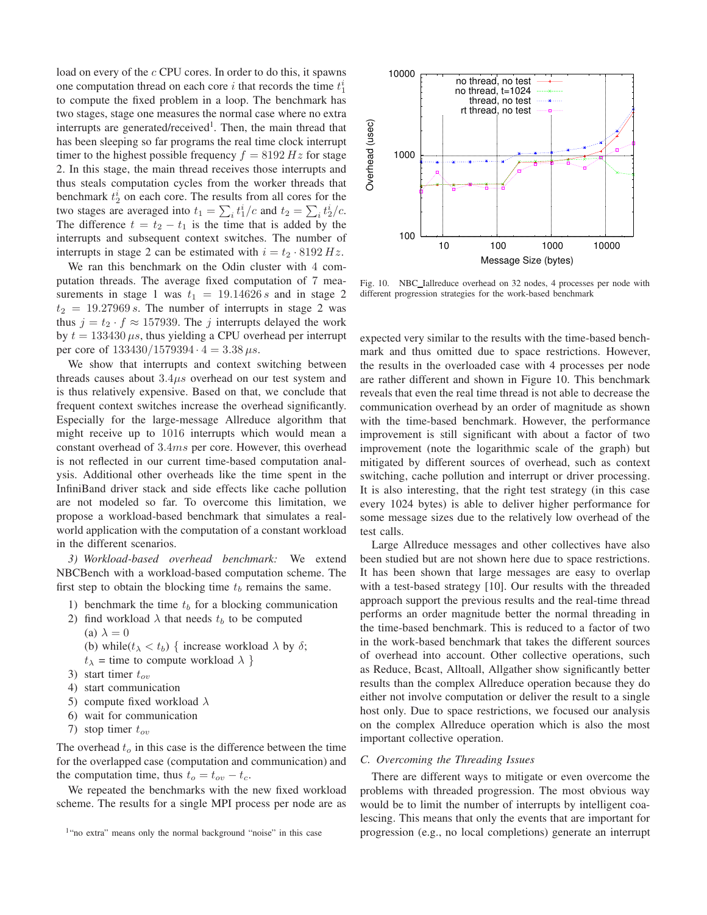load on every of the $c$ CPU cores. In order to do this, it spawns one computation thread on each core $i$ that records the time $t_1^i$ to compute the fixed problem in a loop. The benchmark has two stages, stage one measures the normal case where no extra interrupts are generated/received[1]. Then, the main thread that has been sleeping so far programs the real time clock interrupt timer to the highest possible frequency $f = 8192\,Hz$ for stage 2. In this stage, the main thread receives those interrupts and thus steals computation cycles from the worker threads that benchmark $t_2^i$ on each core. The results from all cores for the two stages are averaged into $t_1 = \sum_i t_1^i/c$ and $t_2 = \sum_i t_2^i/c$. The difference $t = t_2 - t_1$ is the time that is added by the interrupts and subsequent context switches. The number of interrupts in stage 2 can be estimated with $i = t_2 \cdot 8192\,Hz$.

We ran this benchmark on the Odin cluster with 4 computation threads. The average fixed computation of 7 measurements in stage 1 was $t_1 = 19.14626\,s$ and in stage 2 $t_2 = 19.27969\,s$. The number of interrupts in stage 2 was thus $j = t_2 \cdot f \approx 157939$. The $j$ interrupts delayed the work by $t = 133430\,\mu s$, thus yielding a CPU overhead per interrupt per core of $133430/1579394 \cdot 4 = 3.38\,\mu s$.

We show that interrupts and context switching between threads causes about $3.4\mu s$ overhead on our test system and is thus relatively expensive. Based on that, we conclude that frequent context switches increase the overhead significantly. Especially for the large-message Allreduce algorithm that might receive up to 1016 interrupts which would mean a constant overhead of $3.4ms$ per core. However, this overhead is not reflected in our current time-based computation analysis. Additional other overheads like the time spent in the InfiniBand driver stack and side effects like cache pollution are not modeled so far. To overcome this limitation, we propose a workload-based benchmark that simulates a real-world application with the computation of a constant workload in the different scenarios.

*3) Workload-based overhead benchmark:* We extend NBCBench with a workload-based computation scheme. The first step to obtain the blocking time $t_b$ remains the same.

1) benchmark the time $t_b$ for a blocking communication
2) find workload $\lambda$ that needs $t_b$ to be computed
   (a) $\lambda = 0$
   (b) while($t_\lambda < t_b$) { increase workload $\lambda$ by $\delta$; $t_\lambda$ = time to compute workload $\lambda$ }
3) start timer $t_{ov}$
4) start communication
5) compute fixed workload $\lambda$
6) wait for communication
7) stop timer $t_{ov}$

The overhead $t_o$ in this case is the difference between the time for the overlapped case (computation and communication) and the computation time, thus $t_o = t_{ov} - t_c$.

We repeated the benchmarks with the new fixed workload scheme. The results for a single MPI process per node are as expected very similar to the results with the time-based benchmark and thus omitted due to space restrictions. However, the results in the overloaded case with 4 processes per node are rather different and shown in Figure 10. This benchmark reveals that even the real time thread is not able to decrease the communication overhead by an order of magnitude as shown with the time-based benchmark. However, the performance improvement is still significant with about a factor of two improvement (note the logarithmic scale of the graph) but mitigated by different sources of overhead, such as context switching, cache pollution and interrupt or driver processing. It is also interesting, that the right test strategy (in this case every 1024 bytes) is able to deliver higher performance for some message sizes due to the relatively low overhead of the test calls.

[1] "no extra" means only the normal background "noise" in this case

Fig. 10. NBC_Iallreduce overhead on 32 nodes, 4 processes per node with different progression strategies for the work-based benchmark

Large Allreduce messages and other collectives have also been studied but are not shown here due to space restrictions. It has been shown that large messages are easy to overlap with a test-based strategy [10]. Our results with the threaded approach support the previous results and the real-time thread performs an order magnitude better the normal threading in the time-based benchmark. This is reduced to a factor of two in the work-based benchmark that takes the different sources of overhead into account. Other collective operations, such as Reduce, Bcast, Alltoall, Allgather show significantly better results than the complex Allreduce operation because they do either not involve computation or deliver the result to a single host only. Due to space restrictions, we focused our analysis on the complex Allreduce operation which is also the most important collective operation.

### C. Overcoming the Threading Issues

There are different ways to mitigate or even overcome the problems with threaded progression. The most obvious way would be to limit the number of interrupts by intelligent coalescing. This means that only the events that are important for progression (e.g., no local completions) generate an interrupt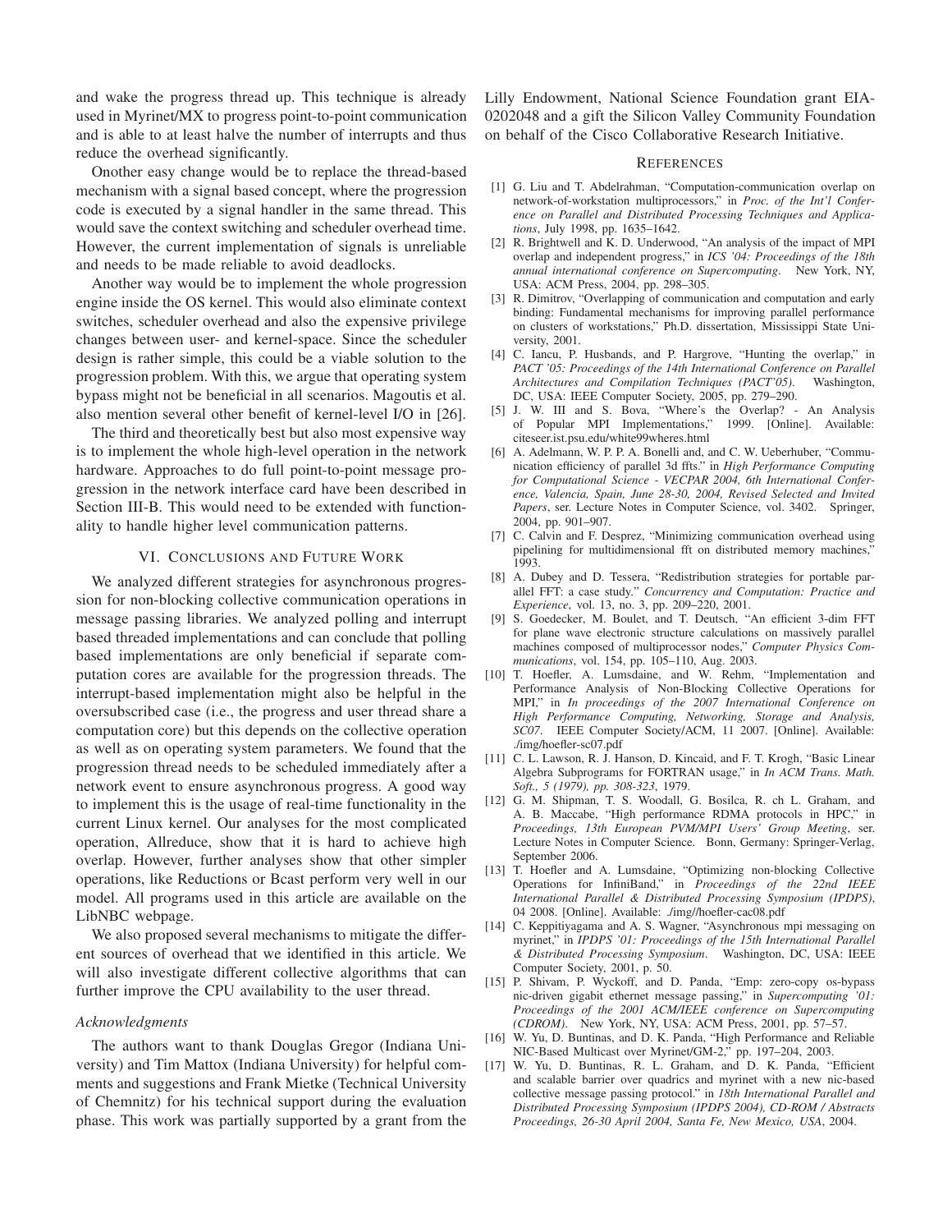and wake the progress thread up. This technique is already used in Myrinet/MX to progress point-to-point communication and is able to at least halve the number of interrupts and thus reduce the overhead significantly.

Onother easy change would be to replace the thread-based mechanism with a signal based concept, where the progression code is executed by a signal handler in the same thread. This would save the context switching and scheduler overhead time. However, the current implementation of signals is unreliable and needs to be made reliable to avoid deadlocks.

Another way would be to implement the whole progression engine inside the OS kernel. This would also eliminate context switches, scheduler overhead and also the expensive privilege changes between user- and kernel-space. Since the scheduler design is rather simple, this could be a viable solution to the progression problem. With this, we argue that operating system bypass might not be beneficial in all scenarios. Magoutis et al. also mention several other benefit of kernel-level I/O in [26].

The third and theoretically best but also most expensive way is to implement the whole high-level operation in the network hardware. Approaches to do full point-to-point message progression in the network interface card have been described in Section III-B. This would need to be extended with functionality to handle higher level communication patterns.

## VI. Conclusions and Future Work

We analyzed different strategies for asynchronous progression for non-blocking collective communication operations in message passing libraries. We analyzed polling and interrupt based threaded implementations and can conclude that polling based implementations are only beneficial if separate computation cores are available for the progression threads. The interrupt-based implementation might also be helpful in the oversubscribed case (i.e., the progress and user thread share a computation core) but this depends on the collective operation as well as on operating system parameters. We found that the progression thread needs to be scheduled immediately after a network event to ensure asynchronous progress. A good way to implement this is the usage of real-time functionality in the current Linux kernel. Our analyses for the most complicated operation, Allreduce, show that it is hard to achieve high overlap. However, further analyses show that other simpler operations, like Reductions or Bcast perform very well in our model. All programs used in this article are available on the LibNBC webpage.

We also proposed several mechanisms to mitigate the different sources of overhead that we identified in this article. We will also investigate different collective algorithms that can further improve the CPU availability to the user thread.

### *Acknowledgments*

The authors want to thank Douglas Gregor (Indiana University) and Tim Mattox (Indiana University) for helpful comments and suggestions and Frank Mietke (Technical University of Chemnitz) for his technical support during the evaluation phase. This work was partially supported by a grant from the Lilly Endowment, National Science Foundation grant EIA-0202048 and a gift the Silicon Valley Community Foundation on behalf of the Cisco Collaborative Research Initiative.

## References

[1] G. Liu and T. Abdelrahman, "Computation-communication overlap on network-of-workstation multiprocessors," in *Proc. of the Int'l Conference on Parallel and Distributed Processing Techniques and Applications*, July 1998, pp. 1635–1642.

[2] R. Brightwell and K. D. Underwood, "An analysis of the impact of MPI overlap and independent progress," in *ICS '04: Proceedings of the 18th annual international conference on Supercomputing*. New York, NY, USA: ACM Press, 2004, pp. 298–305.

[3] R. Dimitrov, "Overlapping of communication and computation and early binding: Fundamental mechanisms for improving parallel performance on clusters of workstations," Ph.D. dissertation, Mississippi State University, 2001.

[4] C. Iancu, P. Husbands, and P. Hargrove, "Hunting the overlap," in *PACT '05: Proceedings of the 14th International Conference on Parallel Architectures and Compilation Techniques (PACT'05)*. Washington, DC, USA: IEEE Computer Society, 2005, pp. 279–290.

[5] J. W. III and S. Bova, "Where's the Overlap? - An Analysis of Popular MPI Implementations," 1999. [Online]. Available: citeseer.ist.psu.edu/white99wheres.html

[6] A. Adelmann, W. P. P. A. Bonelli and, and C. W. Ueberhuber, "Communication efficiency of parallel 3d ffts." in *High Performance Computing for Computational Science - VECPAR 2004, 6th International Conference, Valencia, Spain, June 28-30, 2004, Revised Selected and Invited Papers*, ser. Lecture Notes in Computer Science, vol. 3402. Springer, 2004, pp. 901–907.

[7] C. Calvin and F. Desprez, "Minimizing communication overhead using pipelining for multidimensional fft on distributed memory machines," 1993.

[8] A. Dubey and D. Tessera, "Redistribution strategies for portable parallel FFT: a case study." *Concurrency and Computation: Practice and Experience*, vol. 13, no. 3, pp. 209–220, 2001.

[9] S. Goedecker, M. Boulet, and T. Deutsch, "An efficient 3-dim FFT for plane wave electronic structure calculations on massively parallel machines composed of multiprocessor nodes," *Computer Physics Communications*, vol. 154, pp. 105–110, Aug. 2003.

[10] T. Hoefler, A. Lumsdaine, and W. Rehm, "Implementation and Performance Analysis of Non-Blocking Collective Operations for MPI," in *In proceedings of the 2007 International Conference on High Performance Computing, Networking, Storage and Analysis, SC07*. IEEE Computer Society/ACM, 11 2007. [Online]. Available: ./img/hoefler-sc07.pdf

[11] C. L. Lawson, R. J. Hanson, D. Kincaid, and F. T. Krogh, "Basic Linear Algebra Subprograms for FORTRAN usage," in *In ACM Trans. Math. Soft., 5 (1979), pp. 308-323*, 1979.

[12] G. M. Shipman, T. S. Woodall, G. Bosilca, R. ch L. Graham, and A. B. Maccabe, "High performance RDMA protocols in HPC," in *Proceedings, 13th European PVM/MPI Users' Group Meeting*, ser. Lecture Notes in Computer Science. Bonn, Germany: Springer-Verlag, September 2006.

[13] T. Hoefler and A. Lumsdaine, "Optimizing non-blocking Collective Operations for InfiniBand," in *Proceedings of the 22nd IEEE International Parallel & Distributed Processing Symposium (IPDPS)*, 04 2008. [Online]. Available: ./img//hoefler-cac08.pdf

[14] C. Keppitiyagama and A. S. Wagner, "Asynchronous mpi messaging on myrinet," in *IPDPS '01: Proceedings of the 15th International Parallel & Distributed Processing Symposium*. Washington, DC, USA: IEEE Computer Society, 2001, p. 50.

[15] P. Shivam, P. Wyckoff, and D. Panda, "Emp: zero-copy os-bypass nic-driven gigabit ethernet message passing," in *Supercomputing '01: Proceedings of the 2001 ACM/IEEE conference on Supercomputing (CDROM)*. New York, NY, USA: ACM Press, 2001, pp. 57–57.

[16] W. Yu, D. Buntinas, and D. K. Panda, "High Performance and Reliable NIC-Based Multicast over Myrinet/GM-2," pp. 197–204, 2003.

[17] W. Yu, D. Buntinas, R. L. Graham, and D. K. Panda, "Efficient and scalable barrier over quadrics and myrinet with a new nic-based collective message passing protocol." in *18th International Parallel and Distributed Processing Symposium (IPDPS 2004), CD-ROM / Abstracts Proceedings, 26-30 April 2004, Santa Fe, New Mexico, USA*, 2004.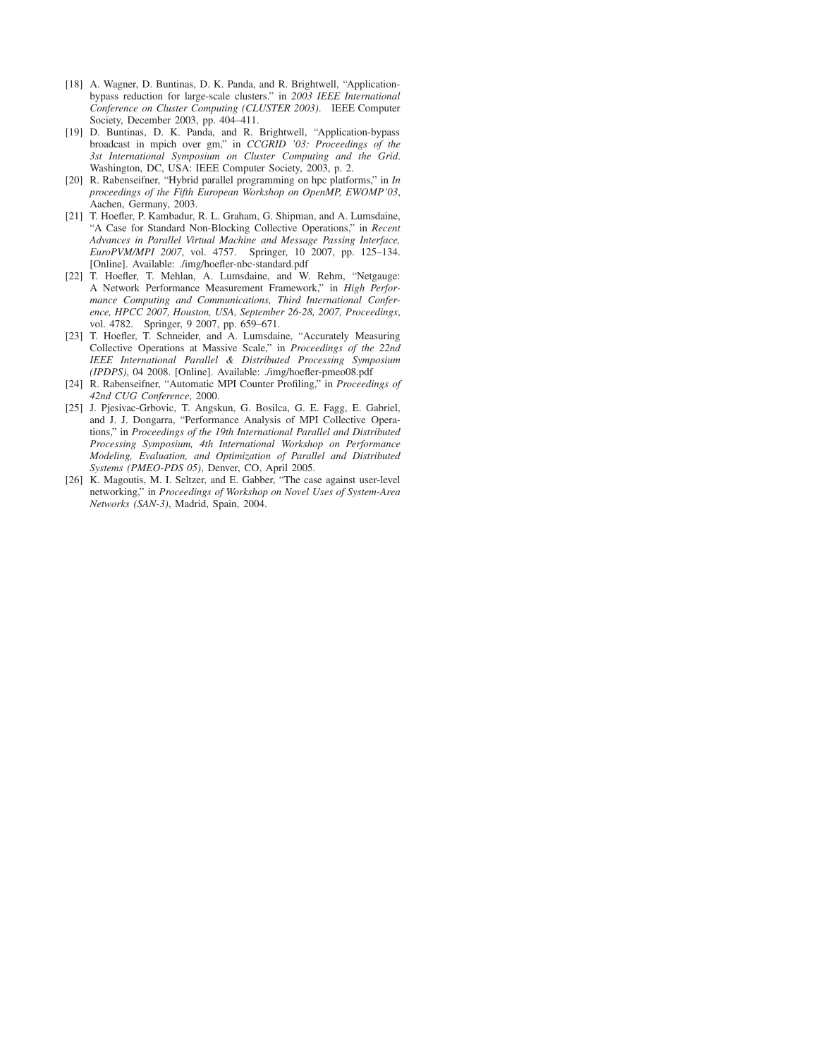[18] A. Wagner, D. Buntinas, D. K. Panda, and R. Brightwell, "Application-bypass reduction for large-scale clusters." in *2003 IEEE International Conference on Cluster Computing (CLUSTER 2003)*. IEEE Computer Society, December 2003, pp. 404–411.

[19] D. Buntinas, D. K. Panda, and R. Brightwell, "Application-bypass broadcast in mpich over gm," in *CCGRID '03: Proceedings of the 3st International Symposium on Cluster Computing and the Grid*. Washington, DC, USA: IEEE Computer Society, 2003, p. 2.

[20] R. Rabenseifner, "Hybrid parallel programming on hpc platforms," in *In proceedings of the Fifth European Workshop on OpenMP, EWOMP'03*, Aachen, Germany, 2003.

[21] T. Hoefler, P. Kambadur, R. L. Graham, G. Shipman, and A. Lumsdaine, "A Case for Standard Non-Blocking Collective Operations," in *Recent Advances in Parallel Virtual Machine and Message Passing Interface, EuroPVM/MPI 2007*, vol. 4757. Springer, 10 2007, pp. 125–134. [Online]. Available: ./img/hoefler-nbc-standard.pdf

[22] T. Hoefler, T. Mehlan, A. Lumsdaine, and W. Rehm, "Netgauge: A Network Performance Measurement Framework," in *High Performance Computing and Communications, Third International Conference, HPCC 2007, Houston, USA, September 26-28, 2007, Proceedings*, vol. 4782. Springer, 9 2007, pp. 659–671.

[23] T. Hoefler, T. Schneider, and A. Lumsdaine, "Accurately Measuring Collective Operations at Massive Scale," in *Proceedings of the 22nd IEEE International Parallel & Distributed Processing Symposium (IPDPS)*, 04 2008. [Online]. Available: ./img/hoefler-pmeo08.pdf

[24] R. Rabenseifner, "Automatic MPI Counter Profiling," in *Proceedings of 42nd CUG Conference*, 2000.

[25] J. Pjesivac-Grbovic, T. Angskun, G. Bosilca, G. E. Fagg, E. Gabriel, and J. J. Dongarra, "Performance Analysis of MPI Collective Operations," in *Proceedings of the 19th International Parallel and Distributed Processing Symposium, 4th International Workshop on Performance Modeling, Evaluation, and Optimization of Parallel and Distributed Systems (PMEO-PDS 05)*, Denver, CO, April 2005.

[26] K. Magoutis, M. I. Seltzer, and E. Gabber, "The case against user-level networking," in *Proceedings of Workshop on Novel Uses of System-Area Networks (SAN-3)*, Madrid, Spain, 2004.